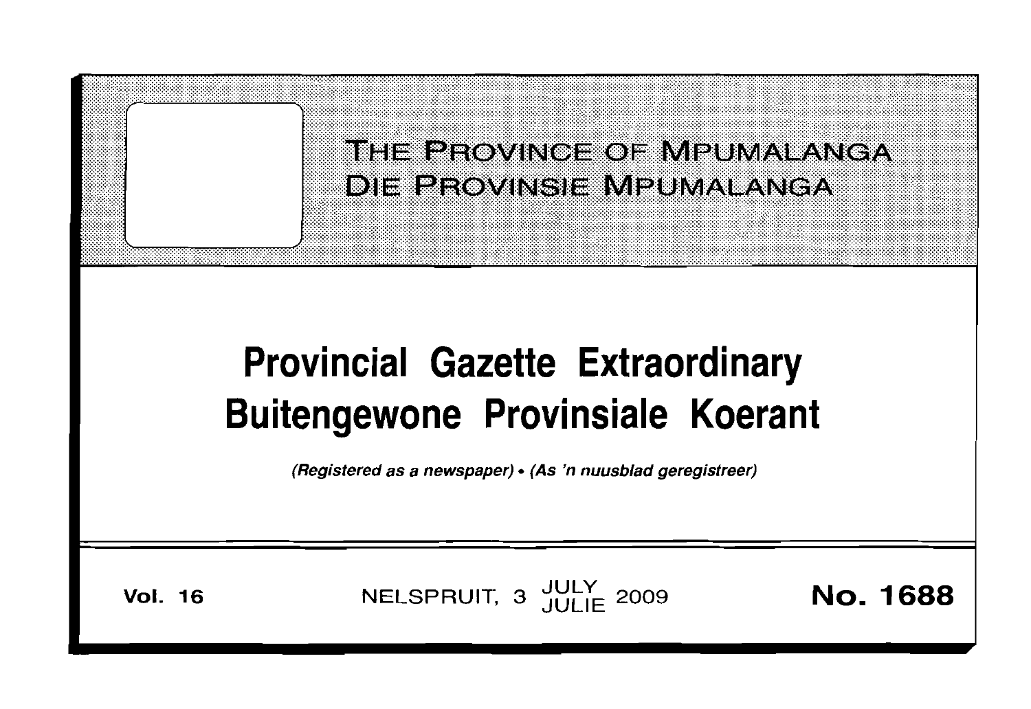THE PROVINCE OF MPUMALANGA
DIE PROVINSIE MPUMALANGA

# Provincial Gazette Extraordinary
# Buitengewone Provinsiale Koerant

*(Registered as a newspaper) • (As 'n nuusblad geregistreer)*

**Vol. 16** NELSPRUIT, 3 JULY JULIE 2009 **No. 1688**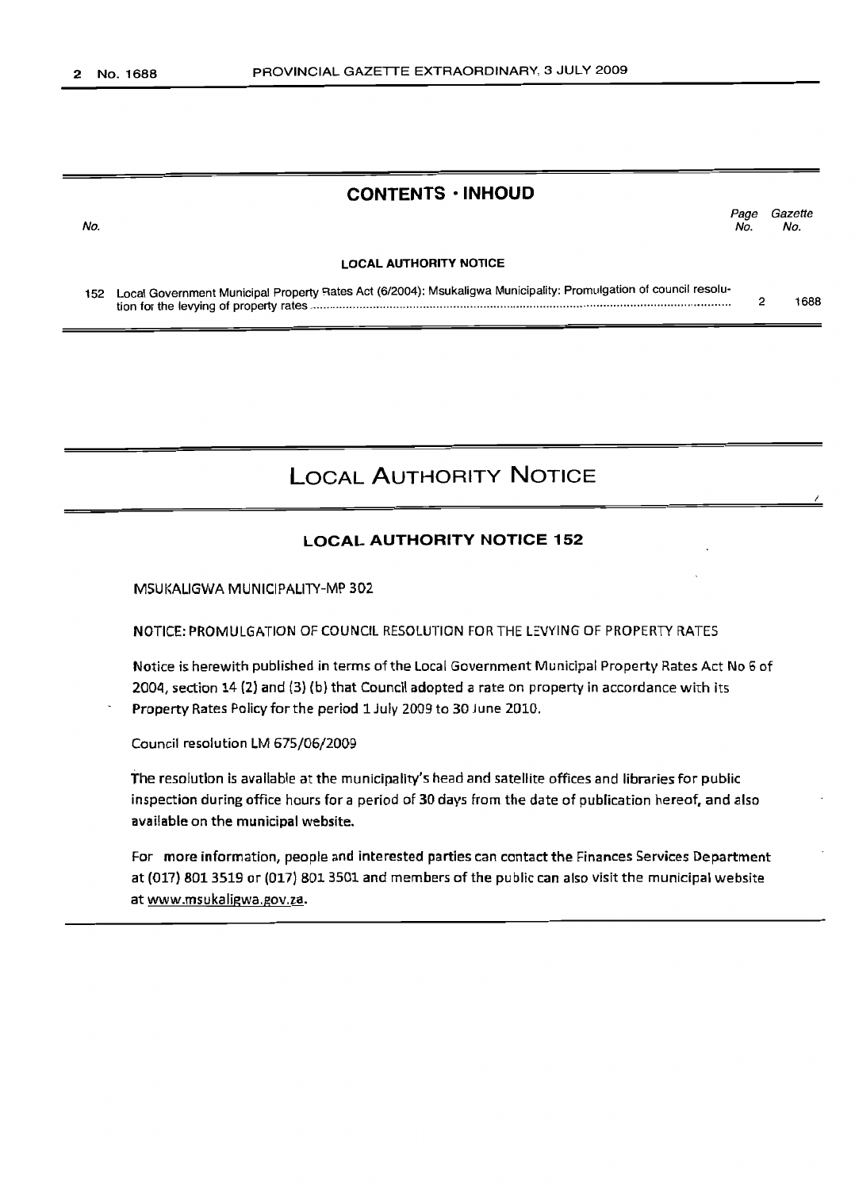## CONTENTS · INHOUD

| No. | | Page No. | Gazette No. |
|---|---|---|---|
| | **LOCAL AUTHORITY NOTICE** | | |
| 152 | Local Government Municipal Property Rates Act (6/2004): Msukaligwa Municipality: Promulgation of council resolution for the levying of property rates | 2 | 1688 |

# LOCAL AUTHORITY NOTICE

## LOCAL AUTHORITY NOTICE 152

MSUKALIGWA MUNICIPALITY-MP 302

NOTICE: PROMULGATION OF COUNCIL RESOLUTION FOR THE LEVYING OF PROPERTY RATES

Notice is herewith published in terms of the Local Government Municipal Property Rates Act No 6 of 2004, section 14 (2) and (3) (b) that Council adopted a rate on property in accordance with its Property Rates Policy for the period 1 July 2009 to 30 June 2010.

Council resolution LM 675/06/2009

The resolution is available at the municipality's head and satellite offices and libraries for public inspection during office hours for a period of 30 days from the date of publication hereof, and also available on the municipal website.

For more information, people and interested parties can contact the Finances Services Department at (017) 801 3519 or (017) 801 3501 and members of the public can also visit the municipal website at www.msukaligwa.gov.za.